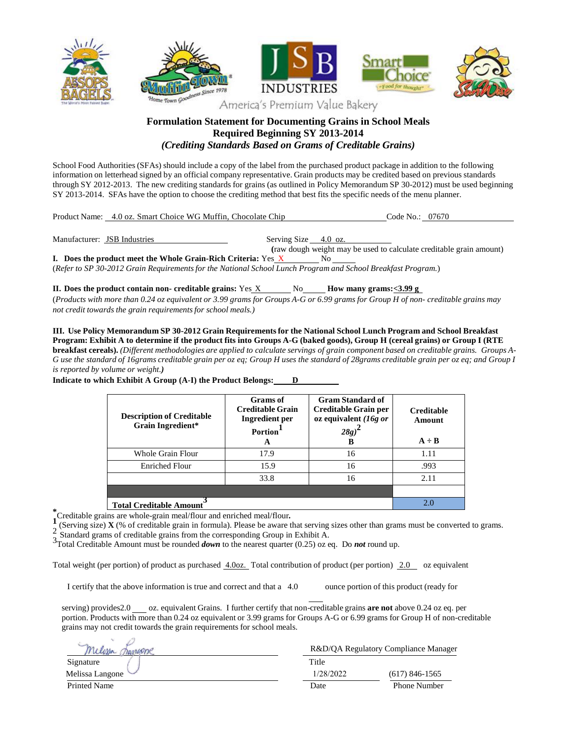America's Premium Value Bakery

## Formulation Statement for Documenting Grains in School Meals
## Required Beginning SY 2013-2014
### *(Crediting Standards Based on Grams of Creditable Grains)*

School Food Authorities (SFAs) should include a copy of the label from the purchased product package in addition to the following information on letterhead signed by an official company representative. Grain products may be credited based on previous standards through SY 2012-2013. The new crediting standards for grains (as outlined in Policy Memorandum SP 30-2012) must be used beginning SY 2013-2014. SFAs have the option to choose the crediting method that best fits the specific needs of the menu planner.

Product Name: 4.0 oz. Smart Choice WG Muffin, Chocolate Chip Code No.: 07670

Manufacturer: JSB Industries Serving Size 4.0 oz.

(raw dough weight may be used to calculate creditable grain amount)

**I. Does the product meet the Whole Grain-Rich Criteria:** Yes X No ____

(*Refer to SP 30-2012 Grain Requirements for the National School Lunch Program and School Breakfast Program.*)

**II. Does the product contain non- creditable grains:** Yes X No ____ **How many grams: <3.99 g**

(*Products with more than 0.24 oz equivalent or 3.99 grams for Groups A-G or 6.99 grams for Group H of non- creditable grains may not credit towards the grain requirements for school meals.)*

**III. Use Policy Memorandum SP 30-2012 Grain Requirements for the National School Lunch Program and School Breakfast Program: Exhibit A to determine if the product fits into Groups A-G (baked goods), Group H (cereal grains) or Group I (RTE breakfast cereals).** *(Different methodologies are applied to calculate servings of grain component based on creditable grains. Groups A-G use the standard of 16grams creditable grain per oz eq; Group H uses the standard of 28grams creditable grain per oz eq; and Group I is reported by volume or weight.)*

**Indicate to which Exhibit A Group (A-I) the Product Belongs:** D

| Description of Creditable Grain Ingredient* | Grams of Creditable Grain Ingredient per Portion[1] A | Gram Standard of Creditable Grain per oz equivalent *(16g or 28g)*[2] B | Creditable Amount A ÷ B |
|---|---|---|---|
| Whole Grain Flour | 17.9 | 16 | 1.11 |
| Enriched Flour | 15.9 | 16 | .993 |
| | 33.8 | 16 | 2.11 |
| | | | |
| **Total Creditable Amount**[3] | | | 2.0 |

*Creditable grains are whole-grain meal/flour and enriched meal/flour.

[1] (Serving size) **X** (% of creditable grain in formula). Please be aware that serving sizes other than grams must be converted to grams.

[2] Standard grams of creditable grains from the corresponding Group in Exhibit A.

[3] Total Creditable Amount must be rounded ***down*** to the nearest quarter (0.25) oz eq. Do ***not*** round up.

Total weight (per portion) of product as purchased 4.0oz. Total contribution of product (per portion) 2.0 oz equivalent

I certify that the above information is true and correct and that a 4.0 ounce portion of this product (ready for serving) provides 2.0 oz. equivalent Grains. I further certify that non-creditable grains **are not** above 0.24 oz eq. per portion. Products with more than 0.24 oz equivalent or 3.99 grams for Groups A-G or 6.99 grams for Group H of non-creditable grains may not credit towards the grain requirements for school meals.

| | |
|---|---|
| Melissa Langone (signature) | R&D/QA Regulatory Compliance Manager |
| Signature | Title |
| Melissa Langone | 1/28/2022 — (617) 846-1565 |
| Printed Name | Date — Phone Number |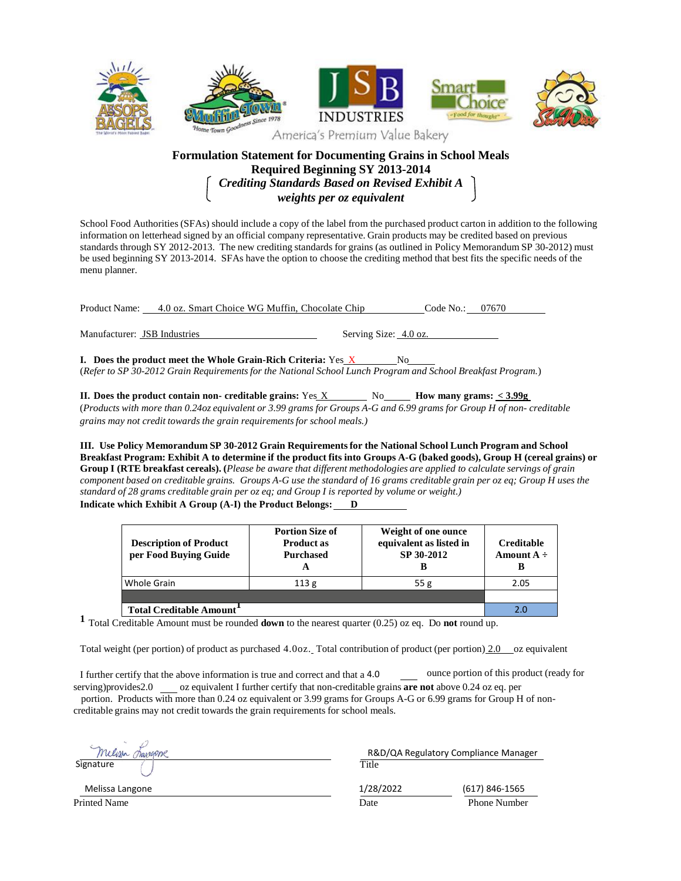America's Premium Value Bakery

# Formulation Statement for Documenting Grains in School Meals Required Beginning SY 2013-2014

## *Crediting Standards Based on Revised Exhibit A weights per oz equivalent*

School Food Authorities (SFAs) should include a copy of the label from the purchased product carton in addition to the following information on letterhead signed by an official company representative. Grain products may be credited based on previous standards through SY 2012-2013. The new crediting standards for grains (as outlined in Policy Memorandum SP 30-2012) must be used beginning SY 2013-2014. SFAs have the option to choose the crediting method that best fits the specific needs of the menu planner.

Product Name: 4.0 oz. Smart Choice WG Muffin, Chocolate Chip Code No.: 07670

Manufacturer: JSB Industries Serving Size: 4.0 oz.

**I. Does the product meet the Whole Grain-Rich Criteria:** Yes X No\_\_\_\_
(*Refer to SP 30-2012 Grain Requirements for the National School Lunch Program and School Breakfast Program.*)

**II. Does the product contain non- creditable grains:** Yes X No\_\_\_\_ **How many grains: < 3.99g**
(*Products with more than 0.24oz equivalent or 3.99 grams for Groups A-G and 6.99 grams for Group H of non- creditable grains may not credit towards the grain requirements for school meals.*)

**III. Use Policy Memorandum SP 30-2012 Grain Requirements for the National School Lunch Program and School Breakfast Program: Exhibit A to determine if the product fits into Groups A-G (baked goods), Group H (cereal grains) or Group I (RTE breakfast cereals). (***Please be aware that different methodologies are applied to calculate servings of grain component based on creditable grains. Groups A-G use the standard of 16 grams creditable grain per oz eq; Group H uses the standard of 28 grams creditable grain per oz eq; and Group I is reported by volume or weight.*)
**Indicate which Exhibit A Group (A-I) the Product Belongs: D**

| Description of Product per Food Buying Guide | Portion Size of Product as Purchased A | Weight of one ounce equivalent as listed in SP 30-2012 B | Creditable Amount A ÷ B |
|---|---|---|---|
| Whole Grain | 113 g | 55 g | 2.05 |
| | | | |
| **Total Creditable Amount**[1] | | | 2.0 |

[1] Total Creditable Amount must be rounded **down** to the nearest quarter (0.25) oz eq. Do **not** round up.

Total weight (per portion) of product as purchased 4.0oz. Total contribution of product (per portion) 2.0 oz equivalent

I further certify that the above information is true and correct and that a 4.0 ounce portion of this product (ready for serving)provides2.0 oz equivalent I further certify that non-creditable grains **are not** above 0.24 oz eq. per portion. Products with more than 0.24 oz equivalent or 3.99 grams for Groups A-G or 6.99 grams for Group H of non-creditable grains may not credit towards the grain requirements for school meals.

Signature: Melissa Langone
Title: R&D/QA Regulatory Compliance Manager

Printed Name: Melissa Langone
Date: 1/28/2022
Phone Number: (617) 846-1565